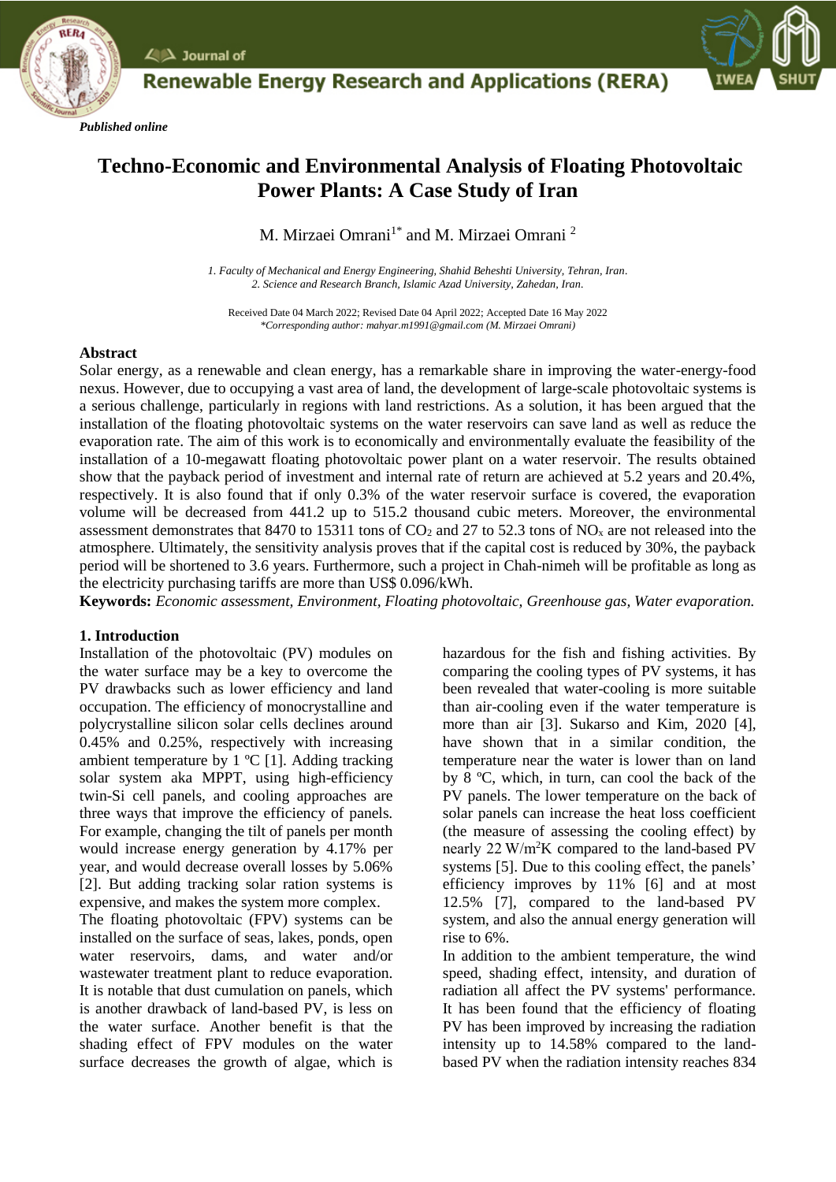*Published online*

# Techno-Economic and Environmental Analysis of Floating Photovoltaic Power Plants: A Case Study of Iran

M. Mirzaei Omrani[1*] and M. Mirzaei Omrani [2]

*1. Faculty of Mechanical and Energy Engineering, Shahid Beheshti University, Tehran, Iran.*
*2. Science and Research Branch, Islamic Azad University, Zahedan, Iran.*

Received Date 04 March 2022; Revised Date 04 April 2022; Accepted Date 16 May 2022
*\*Corresponding author: mahyar.m1991@gmail.com (M. Mirzaei Omrani)*

## Abstract

Solar energy, as a renewable and clean energy, has a remarkable share in improving the water-energy-food nexus. However, due to occupying a vast area of land, the development of large-scale photovoltaic systems is a serious challenge, particularly in regions with land restrictions. As a solution, it has been argued that the installation of the floating photovoltaic systems on the water reservoirs can save land as well as reduce the evaporation rate. The aim of this work is to economically and environmentally evaluate the feasibility of the installation of a 10-megawatt floating photovoltaic power plant on a water reservoir. The results obtained show that the payback period of investment and internal rate of return are achieved at 5.2 years and 20.4%, respectively. It is also found that if only 0.3% of the water reservoir surface is covered, the evaporation volume will be decreased from 441.2 up to 515.2 thousand cubic meters. Moreover, the environmental assessment demonstrates that 8470 to 15311 tons of $CO_2$ and 27 to 52.3 tons of $NO_x$ are not released into the atmosphere. Ultimately, the sensitivity analysis proves that if the capital cost is reduced by 30%, the payback period will be shortened to 3.6 years. Furthermore, such a project in Chah-nimeh will be profitable as long as the electricity purchasing tariffs are more than US$ 0.096/kWh.

**Keywords:** *Economic assessment, Environment, Floating photovoltaic, Greenhouse gas, Water evaporation.*

## 1. Introduction

Installation of the photovoltaic (PV) modules on the water surface may be a key to overcome the PV drawbacks such as lower efficiency and land occupation. The efficiency of monocrystalline and polycrystalline silicon solar cells declines around 0.45% and 0.25%, respectively with increasing ambient temperature by 1 ºC [1]. Adding tracking solar system aka MPPT, using high-efficiency twin-Si cell panels, and cooling approaches are three ways that improve the efficiency of panels. For example, changing the tilt of panels per month would increase energy generation by 4.17% per year, and would decrease overall losses by 5.06% [2]. But adding tracking solar ration systems is expensive, and makes the system more complex.

The floating photovoltaic (FPV) systems can be installed on the surface of seas, lakes, ponds, open water reservoirs, dams, and water and/or wastewater treatment plant to reduce evaporation. It is notable that dust cumulation on panels, which is another drawback of land-based PV, is less on the water surface. Another benefit is that the shading effect of FPV modules on the water surface decreases the growth of algae, which is hazardous for the fish and fishing activities. By comparing the cooling types of PV systems, it has been revealed that water-cooling is more suitable than air-cooling even if the water temperature is more than air [3]. Sukarso and Kim, 2020 [4], have shown that in a similar condition, the temperature near the water is lower than on land by 8 ºC, which, in turn, can cool the back of the PV panels. The lower temperature on the back of solar panels can increase the heat loss coefficient (the measure of assessing the cooling effect) by nearly 22 $W/m^2K$ compared to the land-based PV systems [5]. Due to this cooling effect, the panels' efficiency improves by 11% [6] and at most 12.5% [7], compared to the land-based PV system, and also the annual energy generation will rise to 6%.

In addition to the ambient temperature, the wind speed, shading effect, intensity, and duration of radiation all affect the PV systems' performance. It has been found that the efficiency of floating PV has been improved by increasing the radiation intensity up to 14.58% compared to the land-based PV when the radiation intensity reaches 834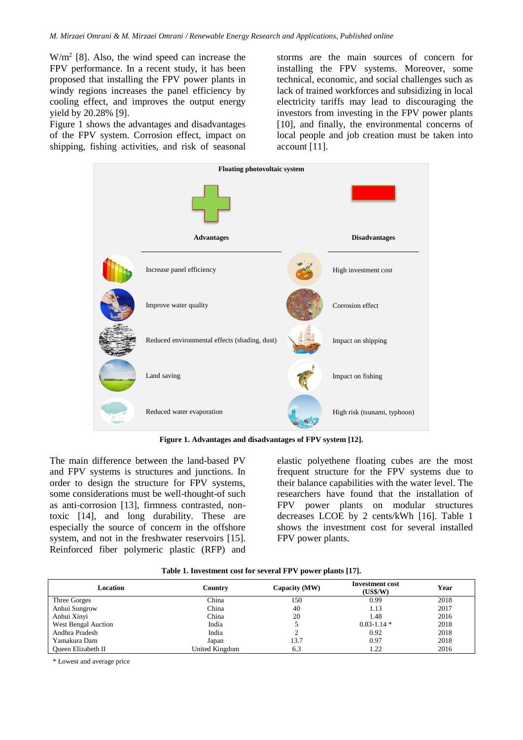W/m$^2$ [8]. Also, the wind speed can increase the FPV performance. In a recent study, it has been proposed that installing the FPV power plants in windy regions increases the panel efficiency by cooling effect, and improves the output energy yield by 20.28% [9].

Figure 1 shows the advantages and disadvantages of the FPV system. Corrosion effect, impact on shipping, fishing activities, and risk of seasonal storms are the main sources of concern for installing the FPV systems. Moreover, some technical, economic, and social challenges such as lack of trained workforces and subsidizing in local electricity tariffs may lead to discouraging the investors from investing in the FPV power plants [10], and finally, the environmental concerns of local people and job creation must be taken into account [11].

Floating photovoltaic system

| Advantages | Disadvantages |
|---|---|
| Increase panel efficiency | High investment cost |
| Improve water quality | Corrosion effect |
| Reduced environmental effects (shading, dust) | Impact on shipping |
| Land saving | Impact on fishing |
| Reduced water evaporation | High risk (tsunami, typhoon) |

**Figure 1. Advantages and disadvantages of FPV system [12].**

The main difference between the land-based PV and FPV systems is structures and junctions. In order to design the structure for FPV systems, some considerations must be well-thought-of such as anti-corrosion [13], firmness contrasted, non-toxic [14], and long durability. These are especially the source of concern in the offshore system, and not in the freshwater reservoirs [15]. Reinforced fiber polymeric plastic (RFP) and elastic polyethene floating cubes are the most frequent structure for the FPV systems due to their balance capabilities with the water level. The researchers have found that the installation of FPV power plants on modular structures decreases LCOE by 2 cents/kWh [16]. Table 1 shows the investment cost for several installed FPV power plants.

**Table 1. Investment cost for several FPV power plants [17].**

| Location | Country | Capacity (MW) | Investment cost (US$/W) | Year |
|---|---|---|---|---|
| Three Gorges | China | 150 | 0.99 | 2018 |
| Anhui Sungrow | China | 40 | 1.13 | 2017 |
| Anhui Xinyi | China | 20 | 1.48 | 2016 |
| West Bengal Auction | India | 5 | 0.83-1.14 * | 2018 |
| Andhra Pradesh | India | 2 | 0.92 | 2018 |
| Yamakura Dam | Japan | 13.7 | 0.97 | 2018 |
| Queen Elizabeth II | United Kingdom | 6.3 | 1.22 | 2016 |

* Lowest and average price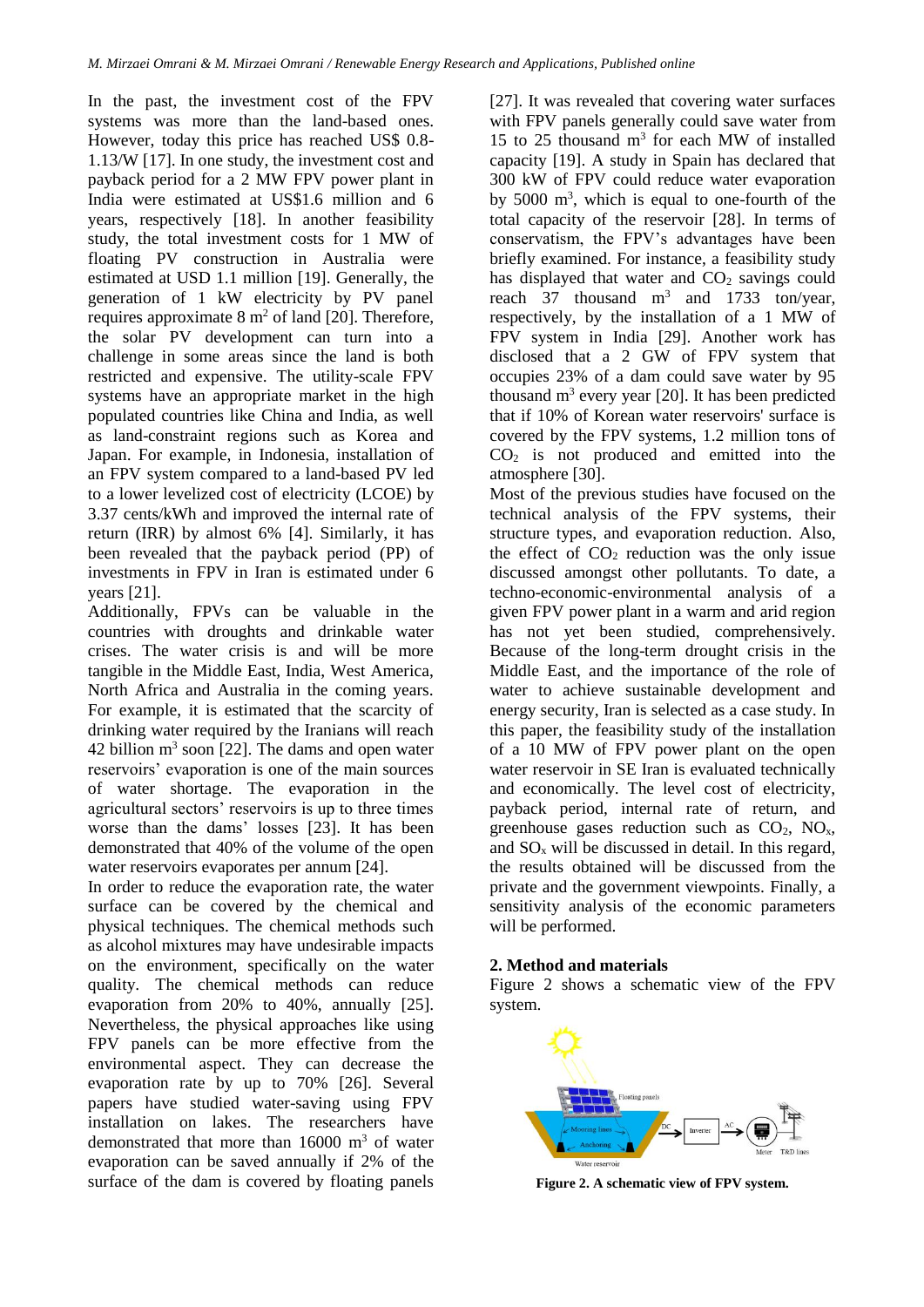In the past, the investment cost of the FPV systems was more than the land-based ones. However, today this price has reached US$ 0.8-1.13/W [17]. In one study, the investment cost and payback period for a 2 MW FPV power plant in India were estimated at US$1.6 million and 6 years, respectively [18]. In another feasibility study, the total investment costs for 1 MW of floating PV construction in Australia were estimated at USD 1.1 million [19]. Generally, the generation of 1 kW electricity by PV panel requires approximate 8 $m^2$ of land [20]. Therefore, the solar PV development can turn into a challenge in some areas since the land is both restricted and expensive. The utility-scale FPV systems have an appropriate market in the high populated countries like China and India, as well as land-constraint regions such as Korea and Japan. For example, in Indonesia, installation of an FPV system compared to a land-based PV led to a lower levelized cost of electricity (LCOE) by 3.37 cents/kWh and improved the internal rate of return (IRR) by almost 6% [4]. Similarly, it has been revealed that the payback period (PP) of investments in FPV in Iran is estimated under 6 years [21].

Additionally, FPVs can be valuable in the countries with droughts and drinkable water crises. The water crisis is and will be more tangible in the Middle East, India, West America, North Africa and Australia in the coming years. For example, it is estimated that the scarcity of drinking water required by the Iranians will reach 42 billion $m^3$ soon [22]. The dams and open water reservoirs' evaporation is one of the main sources of water shortage. The evaporation in the agricultural sectors' reservoirs is up to three times worse than the dams' losses [23]. It has been demonstrated that 40% of the volume of the open water reservoirs evaporates per annum [24].

In order to reduce the evaporation rate, the water surface can be covered by the chemical and physical techniques. The chemical methods such as alcohol mixtures may have undesirable impacts on the environment, specifically on the water quality. The chemical methods can reduce evaporation from 20% to 40%, annually [25]. Nevertheless, the physical approaches like using FPV panels can be more effective from the environmental aspect. They can decrease the evaporation rate by up to 70% [26]. Several papers have studied water-saving using FPV installation on lakes. The researchers have demonstrated that more than 16000 $m^3$ of water evaporation can be saved annually if 2% of the surface of the dam is covered by floating panels [27]. It was revealed that covering water surfaces with FPV panels generally could save water from 15 to 25 thousand $m^3$ for each MW of installed capacity [19]. A study in Spain has declared that 300 kW of FPV could reduce water evaporation by 5000 $m^3$, which is equal to one-fourth of the total capacity of the reservoir [28]. In terms of conservatism, the FPV's advantages have been briefly examined. For instance, a feasibility study has displayed that water and $CO_2$ savings could reach 37 thousand $m^3$ and 1733 ton/year, respectively, by the installation of a 1 MW of FPV system in India [29]. Another work has disclosed that a 2 GW of FPV system that occupies 23% of a dam could save water by 95 thousand $m^3$ every year [20]. It has been predicted that if 10% of Korean water reservoirs' surface is covered by the FPV systems, 1.2 million tons of $CO_2$ is not produced and emitted into the atmosphere [30].

Most of the previous studies have focused on the technical analysis of the FPV systems, their structure types, and evaporation reduction. Also, the effect of $CO_2$ reduction was the only issue discussed amongst other pollutants. To date, a techno-economic-environmental analysis of a given FPV power plant in a warm and arid region has not yet been studied, comprehensively. Because of the long-term drought crisis in the Middle East, and the importance of the role of water to achieve sustainable development and energy security, Iran is selected as a case study. In this paper, the feasibility study of the installation of a 10 MW of FPV power plant on the open water reservoir in SE Iran is evaluated technically and economically. The level cost of electricity, payback period, internal rate of return, and greenhouse gases reduction such as $CO_2$, $NO_x$, and $SO_x$ will be discussed in detail. In this regard, the results obtained will be discussed from the private and the government viewpoints. Finally, a sensitivity analysis of the economic parameters will be performed.

## 2. Method and materials

Figure 2 shows a schematic view of the FPV system.

**Figure 2. A schematic view of FPV system.**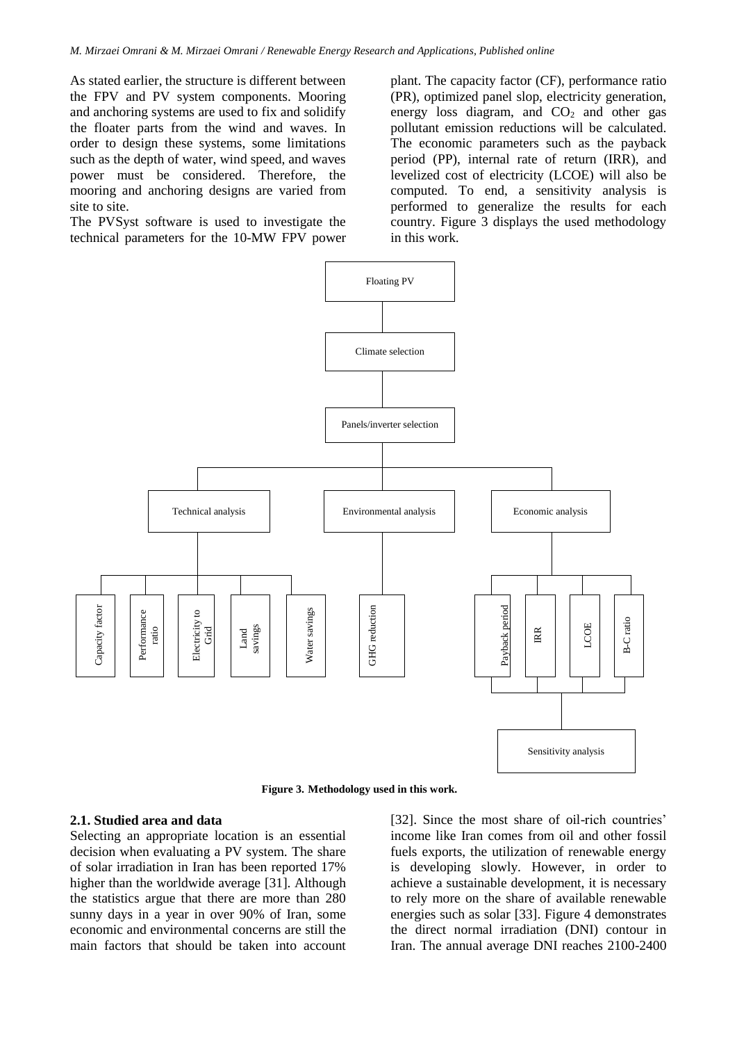As stated earlier, the structure is different between the FPV and PV system components. Mooring and anchoring systems are used to fix and solidify the floater parts from the wind and waves. In order to design these systems, some limitations such as the depth of water, wind speed, and waves power must be considered. Therefore, the mooring and anchoring designs are varied from site to site.

The PVSyst software is used to investigate the technical parameters for the 10-MW FPV power plant. The capacity factor (CF), performance ratio (PR), optimized panel slop, electricity generation, energy loss diagram, and $CO_2$ and other gas pollutant emission reductions will be calculated. The economic parameters such as the payback period (PP), internal rate of return (IRR), and levelized cost of electricity (LCOE) will also be computed. To end, a sensitivity analysis is performed to generalize the results for each country. Figure 3 displays the used methodology in this work.

Floating PV

Climate selection

Panels/inverter selection

Technical analysis | Environmental analysis | Economic analysis

Capacity factor | Performance ratio | Electricity to Grid | Land savings | Water savings | GHG reduction | Payback period | IRR | LCOE | B-C ratio

Sensitivity analysis

**Figure 3. Methodology used in this work.**

### 2.1. Studied area and data

Selecting an appropriate location is an essential decision when evaluating a PV system. The share of solar irradiation in Iran has been reported 17% higher than the worldwide average [31]. Although the statistics argue that there are more than 280 sunny days in a year in over 90% of Iran, some economic and environmental concerns are still the main factors that should be taken into account [32]. Since the most share of oil-rich countries' income like Iran comes from oil and other fossil fuels exports, the utilization of renewable energy is developing slowly. However, in order to achieve a sustainable development, it is necessary to rely more on the share of available renewable energies such as solar [33]. Figure 4 demonstrates the direct normal irradiation (DNI) contour in Iran. The annual average DNI reaches 2100-2400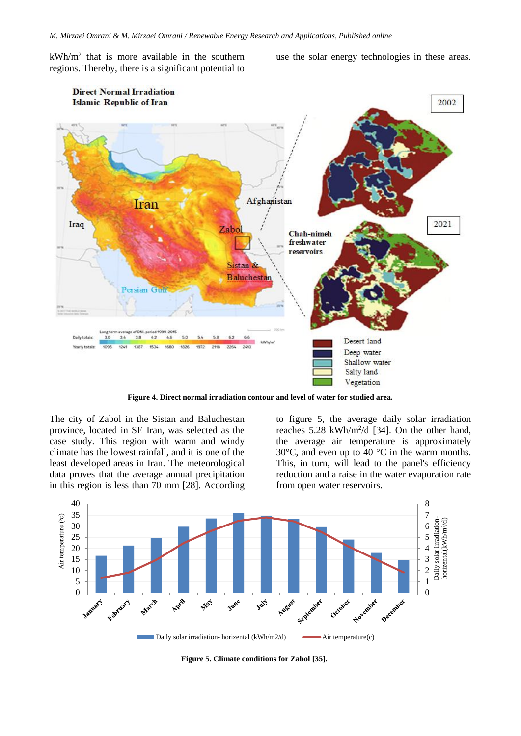kWh/m$^2$ that is more available in the southern regions. Thereby, there is a significant potential to use the solar energy technologies in these areas.

**Figure 4. Direct normal irradiation contour and level of water for studied area.**

The city of Zabol in the Sistan and Baluchestan province, located in SE Iran, was selected as the case study. This region with warm and windy climate has the lowest rainfall, and it is one of the least developed areas in Iran. The meteorological data proves that the average annual precipitation in this region is less than 70 mm [28]. According to figure 5, the average daily solar irradiation reaches 5.28 kWh/m$^2$/d [34]. On the other hand, the average air temperature is approximately 30°C, and even up to 40 °C in the warm months. This, in turn, will lead to the panel's efficiency reduction and a raise in the water evaporation rate from open water reservoirs.

**Figure 5. Climate conditions for Zabol [35].**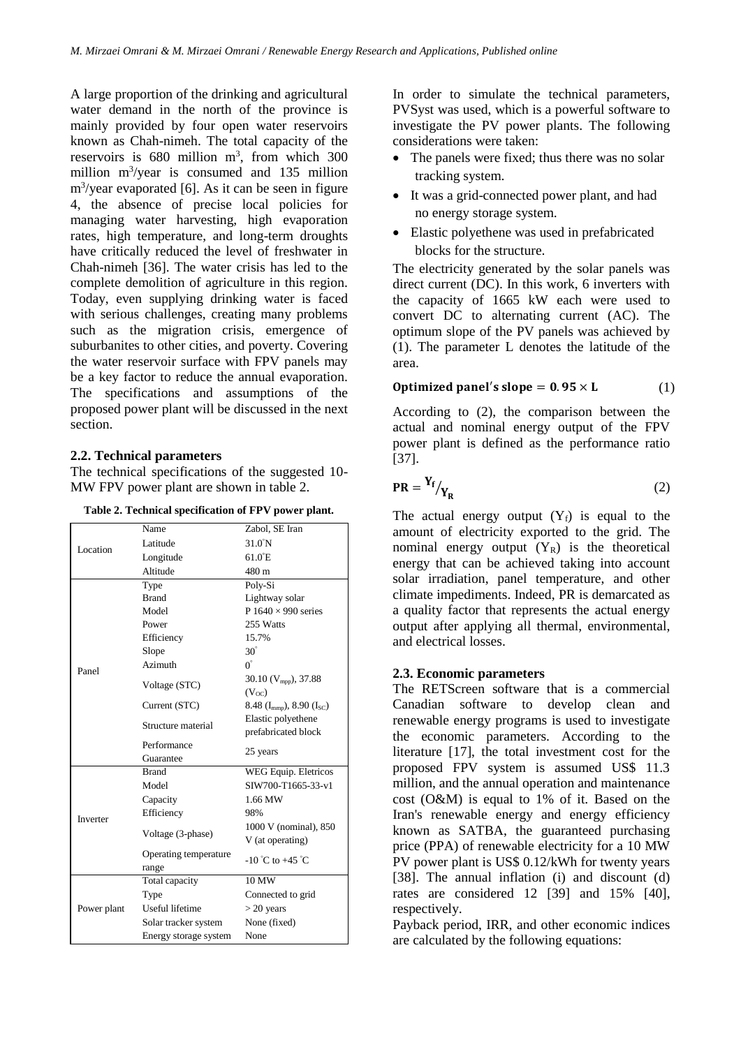A large proportion of the drinking and agricultural water demand in the north of the province is mainly provided by four open water reservoirs known as Chah-nimeh. The total capacity of the reservoirs is 680 million $m^3$, from which 300 million $m^3$/year is consumed and 135 million $m^3$/year evaporated [6]. As it can be seen in figure 4, the absence of precise local policies for managing water harvesting, high evaporation rates, high temperature, and long-term droughts have critically reduced the level of freshwater in Chah-nimeh [36]. The water crisis has led to the complete demolition of agriculture in this region. Today, even supplying drinking water is faced with serious challenges, creating many problems such as the migration crisis, emergence of suburbanites to other cities, and poverty. Covering the water reservoir surface with FPV panels may be a key factor to reduce the annual evaporation. The specifications and assumptions of the proposed power plant will be discussed in the next section.

### 2.2. Technical parameters

The technical specifications of the suggested 10-MW FPV power plant are shown in table 2.

**Table 2. Technical specification of FPV power plant.**

| | | |
|---|---|---|
| Location | Name | Zabol, SE Iran |
| | Latitude | 31.0°N |
| | Longitude | 61.0°E |
| | Altitude | 480 m |
| Panel | Type | Poly-Si |
| | Brand | Lightway solar |
| | Model | P 1640 × 990 series |
| | Power | 255 Watts |
| | Efficiency | 15.7% |
| | Slope | 30° |
| | Azimuth | 0° |
| | Voltage (STC) | 30.10 ($V_{mpp}$), 37.88 ($V_{OC}$) |
| | Current (STC) | 8.48 ($I_{mmp}$), 8.90 ($I_{SC}$) |
| | Structure material | Elastic polyethene prefabricated block |
| | Performance Guarantee | 25 years |
| Inverter | Brand | WEG Equip. Eletricos |
| | Model | SIW700-T1665-33-v1 |
| | Capacity | 1.66 MW |
| | Efficiency | 98% |
| | Voltage (3-phase) | 1000 V (nominal), 850 V (at operating) |
| | Operating temperature range | -10 °C to +45 °C |
| Power plant | Total capacity | 10 MW |
| | Type | Connected to grid |
| | Useful lifetime | > 20 years |
| | Solar tracker system | None (fixed) |
| | Energy storage system | None |

In order to simulate the technical parameters, PVSyst was used, which is a powerful software to investigate the PV power plants. The following considerations were taken:

- The panels were fixed; thus there was no solar tracking system.
- It was a grid-connected power plant, and had no energy storage system.
- Elastic polyethene was used in prefabricated blocks for the structure.

The electricity generated by the solar panels was direct current (DC). In this work, 6 inverters with the capacity of 1665 kW each were used to convert DC to alternating current (AC). The optimum slope of the PV panels was achieved by (1). The parameter L denotes the latitude of the area.

$$\textbf{Optimized panel's slope} = \mathbf{0.95 \times L} \tag{1}$$

According to (2), the comparison between the actual and nominal energy output of the FPV power plant is defined as the performance ratio [37].

$$\mathbf{PR} = {}^{\mathbf{Y_f}}/_{\mathbf{Y_R}} \tag{2}$$

The actual energy output ($Y_f$) is equal to the amount of electricity exported to the grid. The nominal energy output ($Y_R$) is the theoretical energy that can be achieved taking into account solar irradiation, panel temperature, and other climate impediments. Indeed, PR is demarcated as a quality factor that represents the actual energy output after applying all thermal, environmental, and electrical losses.

### 2.3. Economic parameters

The RETScreen software that is a commercial Canadian software to develop clean and renewable energy programs is used to investigate the economic parameters. According to the literature [17], the total investment cost for the proposed FPV system is assumed US$ 11.3 million, and the annual operation and maintenance cost (O&M) is equal to 1% of it. Based on the Iran's renewable energy and energy efficiency known as SATBA, the guaranteed purchasing price (PPA) of renewable electricity for a 10 MW PV power plant is US$ 0.12/kWh for twenty years [38]. The annual inflation (i) and discount (d) rates are considered 12 [39] and 15% [40], respectively.

Payback period, IRR, and other economic indices are calculated by the following equations: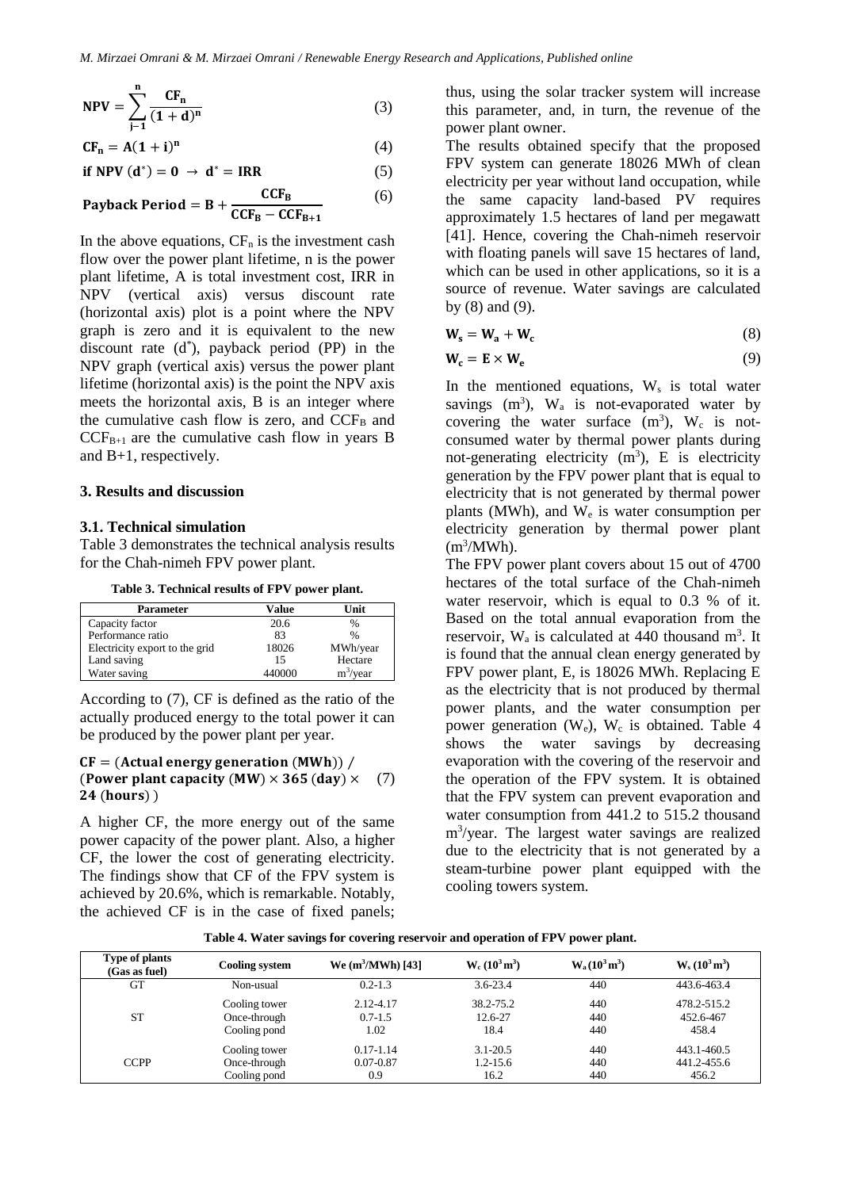$$\mathbf{NPV} = \sum_{j-1}^{n} \frac{\mathbf{CF_n}}{(1+\mathbf{d})^n} \tag{3}$$

$$\mathbf{CF_n} = \mathbf{A}(1+\mathbf{i})^n \tag{4}$$

$$\textbf{if NPV } (\mathbf{d}^*) = 0 \rightarrow \mathbf{d}^* = \mathbf{IRR} \tag{5}$$

$$\textbf{Payback Period} = \mathbf{B} + \frac{\mathbf{CCF_B}}{\mathbf{CCF_B} - \mathbf{CCF_{B+1}}} \tag{6}$$

In the above equations, $CF_n$ is the investment cash flow over the power plant lifetime, n is the power plant lifetime, A is total investment cost, IRR in NPV (vertical axis) versus discount rate (horizontal axis) plot is a point where the NPV graph is zero and it is equivalent to the new discount rate ($d^*$), payback period (PP) in the NPV graph (vertical axis) versus the power plant lifetime (horizontal axis) is the point the NPV axis meets the horizontal axis, B is an integer where the cumulative cash flow is zero, and $CCF_B$ and $CCF_{B+1}$ are the cumulative cash flow in years B and B+1, respectively.

## 3. Results and discussion

### 3.1. Technical simulation

Table 3 demonstrates the technical analysis results for the Chah-nimeh FPV power plant.

**Table 3. Technical results of FPV power plant.**

| Parameter | Value | Unit |
|---|---|---|
| Capacity factor | 20.6 | % |
| Performance ratio | 83 | % |
| Electricity export to the grid | 18026 | MWh/year |
| Land saving | 15 | Hectare |
| Water saving | 440000 | $m^3$/year |

According to (7), CF is defined as the ratio of the actually produced energy to the total power it can be produced by the power plant per year.

$$\mathbf{CF} = (\textbf{Actual energy generation } (\mathbf{MWh})) \;/\; (\textbf{Power plant capacity } (\mathbf{MW}) \times \mathbf{365} \; (\mathbf{day}) \times \mathbf{24} \; (\mathbf{hours})) \tag{7}$$

A higher CF, the more energy out of the same power capacity of the power plant. Also, a higher CF, the lower the cost of generating electricity. The findings show that CF of the FPV system is achieved by 20.6%, which is remarkable. Notably, the achieved CF is in the case of fixed panels; thus, using the solar tracker system will increase this parameter, and, in turn, the revenue of the power plant owner.

The results obtained specify that the proposed FPV system can generate 18026 MWh of clean electricity per year without land occupation, while the same capacity land-based PV requires approximately 1.5 hectares of land per megawatt [41]. Hence, covering the Chah-nimeh reservoir with floating panels will save 15 hectares of land, which can be used in other applications, so it is a source of revenue. Water savings are calculated by (8) and (9).

$$\mathbf{W_s} = \mathbf{W_a} + \mathbf{W_c} \tag{8}$$

$$\mathbf{W_c} = \mathbf{E} \times \mathbf{W_e} \tag{9}$$

In the mentioned equations, $W_s$ is total water savings ($m^3$), $W_a$ is not-evaporated water by covering the water surface ($m^3$), $W_c$ is not-consumed water by thermal power plants during not-generating electricity ($m^3$), E is electricity generation by the FPV power plant that is equal to electricity that is not generated by thermal power plants (MWh), and $W_e$ is water consumption per electricity generation by thermal power plant ($m^3$/MWh).

The FPV power plant covers about 15 out of 4700 hectares of the total surface of the Chah-nimeh water reservoir, which is equal to 0.3 % of it. Based on the total annual evaporation from the reservoir, $W_a$ is calculated at 440 thousand $m^3$. It is found that the annual clean energy generated by FPV power plant, E, is 18026 MWh. Replacing E as the electricity that is not produced by thermal power plants, and the water consumption per power generation ($W_e$), $W_c$ is obtained. Table 4 shows the water savings by decreasing evaporation with the covering of the reservoir and the operation of the FPV system. It is obtained that the FPV system can prevent evaporation and water consumption from 441.2 to 515.2 thousand $m^3$/year. The largest water savings are realized due to the electricity that is not generated by a steam-turbine power plant equipped with the cooling towers system.

**Table 4. Water savings for covering reservoir and operation of FPV power plant.**

| Type of plants (Gas as fuel) | Cooling system | We ($m^3$/MWh) [43] | $W_c$ ($10^3 m^3$) | $W_a$ ($10^3 m^3$) | $W_s$ ($10^3 m^3$) |
|---|---|---|---|---|---|
| GT | Non-usual | 0.2-1.3 | 3.6-23.4 | 440 | 443.6-463.4 |
| ST | Cooling tower | 2.12-4.17 | 38.2-75.2 | 440 | 478.2-515.2 |
| | Once-through | 0.7-1.5 | 12.6-27 | 440 | 452.6-467 |
| | Cooling pond | 1.02 | 18.4 | 440 | 458.4 |
| CCPP | Cooling tower | 0.17-1.14 | 3.1-20.5 | 440 | 443.1-460.5 |
| | Once-through | 0.07-0.87 | 1.2-15.6 | 440 | 441.2-455.6 |
| | Cooling pond | 0.9 | 16.2 | 440 | 456.2 |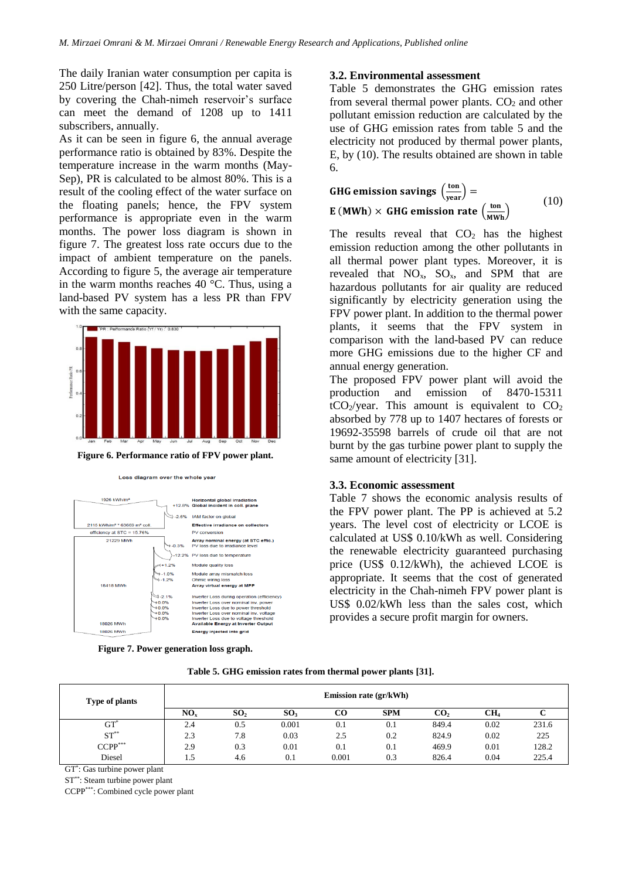The daily Iranian water consumption per capita is 250 Litre/person [42]. Thus, the total water saved by covering the Chah-nimeh reservoir's surface can meet the demand of 1208 up to 1411 subscribers, annually.

As it can be seen in figure 6, the annual average performance ratio is obtained by 83%. Despite the temperature increase in the warm months (May-Sep), PR is calculated to be almost 80%. This is a result of the cooling effect of the water surface on the floating panels; hence, the FPV system performance is appropriate even in the warm months. The power loss diagram is shown in figure 7. The greatest loss rate occurs due to the impact of ambient temperature on the panels. According to figure 5, the average air temperature in the warm months reaches 40 °C. Thus, using a land-based PV system has a less PR than FPV with the same capacity.

**Figure 6. Performance ratio of FPV power plant.**

**Figure 7. Power generation loss graph.**

### 3.2. Environmental assessment

Table 5 demonstrates the GHG emission rates from several thermal power plants. $CO_2$ and other pollutant emission reduction are calculated by the use of GHG emission rates from table 5 and the electricity not produced by thermal power plants, E, by (10). The results obtained are shown in table 6.

$$\textbf{GHG emission savings}\left(\frac{\textbf{ton}}{\textbf{year}}\right) = \textbf{E (MWh)} \times \textbf{GHG emission rate}\left(\frac{\textbf{ton}}{\textbf{MWh}}\right) \tag{10}$$

The results reveal that $CO_2$ has the highest emission reduction among the other pollutants in all thermal power plant types. Moreover, it is revealed that $NO_x$, $SO_x$, and SPM that are hazardous pollutants for air quality are reduced significantly by electricity generation using the FPV power plant. In addition to the thermal power plants, it seems that the FPV system in comparison with the land-based PV can reduce more GHG emissions due to the higher CF and annual energy generation.

The proposed FPV power plant will avoid the production and emission of 8470-15311 $tCO_2$/year. This amount is equivalent to $CO_2$ absorbed by 778 up to 1407 hectares of forests or 19692-35598 barrels of crude oil that are not burnt by the gas turbine power plant to supply the same amount of electricity [31].

### 3.3. Economic assessment

Table 7 shows the economic analysis results of the FPV power plant. The PP is achieved at 5.2 years. The level cost of electricity or LCOE is calculated at US$ 0.10/kWh as well. Considering the renewable electricity guaranteed purchasing price (US$ 0.12/kWh), the achieved LCOE is appropriate. It seems that the cost of generated electricity in the Chah-nimeh FPV power plant is US$ 0.02/kWh less than the sales cost, which provides a secure profit margin for owners.

**Table 5. GHG emission rates from thermal power plants [31].**

| Type of plants | Emission rate (gr/kWh) | | | | | | | |
|---|---|---|---|---|---|---|---|---|
| | $NO_x$ | $SO_2$ | $SO_3$ | CO | SPM | $CO_2$ | $CH_4$ | C |
| GT* | 2.4 | 0.5 | 0.001 | 0.1 | 0.1 | 849.4 | 0.02 | 231.6 |
| ST** | 2.3 | 7.8 | 0.03 | 2.5 | 0.2 | 824.9 | 0.02 | 225 |
| CCPP*** | 2.9 | 0.3 | 0.01 | 0.1 | 0.1 | 469.9 | 0.01 | 128.2 |
| Diesel | 1.5 | 4.6 | 0.1 | 0.001 | 0.3 | 826.4 | 0.04 | 225.4 |

GT*: Gas turbine power plant
ST**: Steam turbine power plant
CCPP***: Combined cycle power plant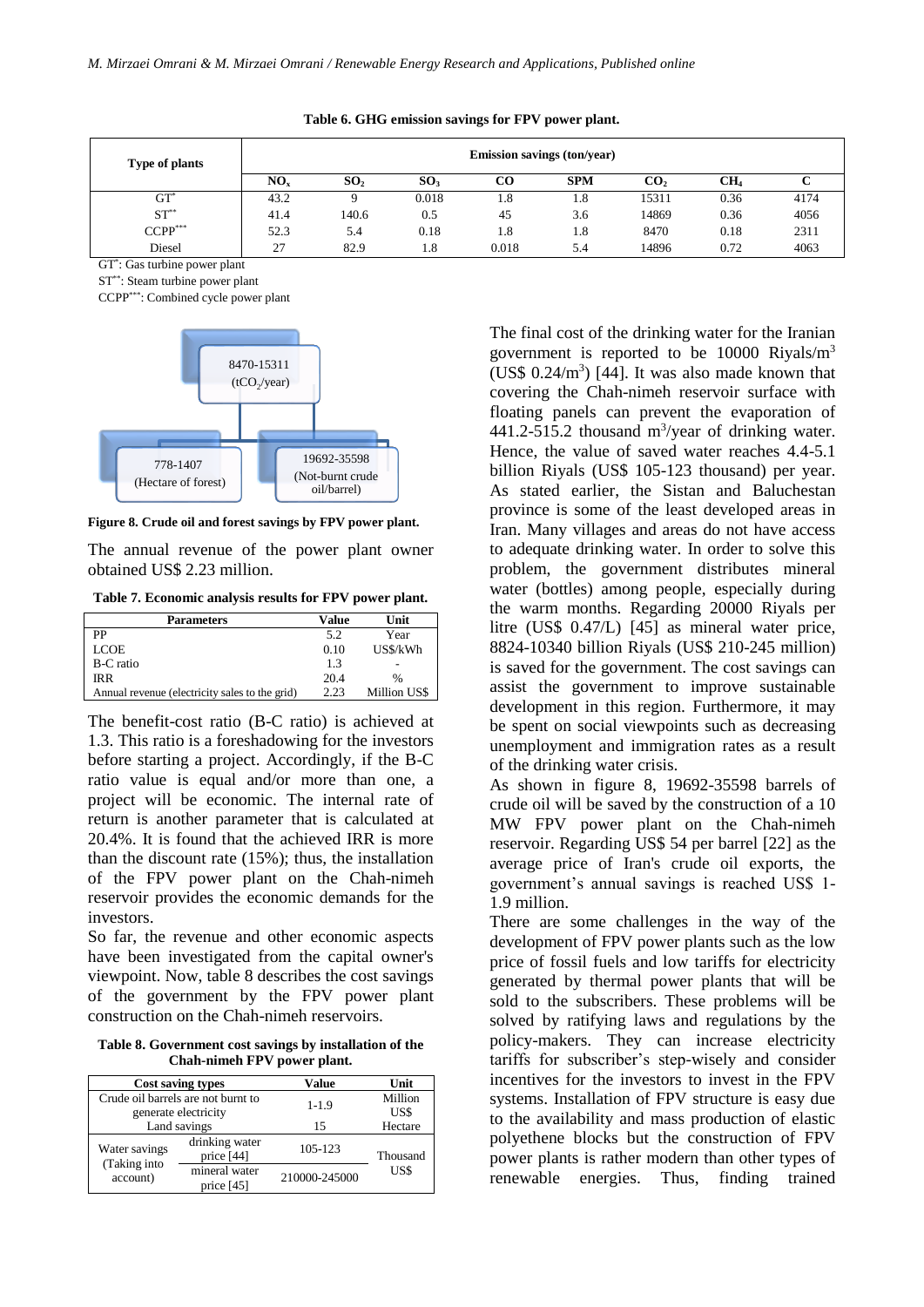**Table 6. GHG emission savings for FPV power plant.**

| Type of plants | Emission savings (ton/year) | | | | | | | |
|---|---|---|---|---|---|---|---|---|
| | $NO_x$ | $SO_2$ | $SO_3$ | CO | SPM | $CO_2$ | $CH_4$ | C |
| GT* | 43.2 | 9 | 0.018 | 1.8 | 1.8 | 15311 | 0.36 | 4174 |
| ST** | 41.4 | 140.6 | 0.5 | 45 | 3.6 | 14869 | 0.36 | 4056 |
| CCPP*** | 52.3 | 5.4 | 0.18 | 1.8 | 1.8 | 8470 | 0.18 | 2311 |
| Diesel | 27 | 82.9 | 1.8 | 0.018 | 5.4 | 14896 | 0.72 | 4063 |

GT*: Gas turbine power plant
ST**: Steam turbine power plant
CCPP***: Combined cycle power plant

8470-15311 ($tCO_2$/year)
778-1407 (Hectare of forest)
19692-35598 (Not-burnt crude oil/barrel)

**Figure 8. Crude oil and forest savings by FPV power plant.**

The annual revenue of the power plant owner obtained US$ 2.23 million.

**Table 7. Economic analysis results for FPV power plant.**

| Parameters | Value | Unit |
|---|---|---|
| PP | 5.2 | Year |
| LCOE | 0.10 | US$/kWh |
| B-C ratio | 1.3 | - |
| IRR | 20.4 | % |
| Annual revenue (electricity sales to the grid) | 2.23 | Million US$ |

The benefit-cost ratio (B-C ratio) is achieved at 1.3. This ratio is a foreshadowing for the investors before starting a project. Accordingly, if the B-C ratio value is equal and/or more than one, a project will be economic. The internal rate of return is another parameter that is calculated at 20.4%. It is found that the achieved IRR is more than the discount rate (15%); thus, the installation of the FPV power plant on the Chah-nimeh reservoir provides the economic demands for the investors.

So far, the revenue and other economic aspects have been investigated from the capital owner's viewpoint. Now, table 8 describes the cost savings of the government by the FPV power plant construction on the Chah-nimeh reservoirs.

**Table 8. Government cost savings by installation of the Chah-nimeh FPV power plant.**

| Cost saving types | | Value | Unit |
|---|---|---|---|
| Crude oil barrels are not burnt to generate electricity | | 1-1.9 | Million US$ |
| Land savings | | 15 | Hectare |
| Water savings (Taking into account) | drinking water price [44] | 105-123 | Thousand US$ |
| | mineral water price [45] | 210000-245000 | Thousand US$ |

The final cost of the drinking water for the Iranian government is reported to be 10000 Riyals/$m^3$ (US$ 0.24/$m^3$) [44]. It was also made known that covering the Chah-nimeh reservoir surface with floating panels can prevent the evaporation of 441.2-515.2 thousand $m^3$/year of drinking water. Hence, the value of saved water reaches 4.4-5.1 billion Riyals (US$ 105-123 thousand) per year. As stated earlier, the Sistan and Baluchestan province is some of the least developed areas in Iran. Many villages and areas do not have access to adequate drinking water. In order to solve this problem, the government distributes mineral water (bottles) among people, especially during the warm months. Regarding 20000 Riyals per litre (US$ 0.47/L) [45] as mineral water price, 8824-10340 billion Riyals (US$ 210-245 million) is saved for the government. The cost savings can assist the government to improve sustainable development in this region. Furthermore, it may be spent on social viewpoints such as decreasing unemployment and immigration rates as a result of the drinking water crisis.

As shown in figure 8, 19692-35598 barrels of crude oil will be saved by the construction of a 10 MW FPV power plant on the Chah-nimeh reservoir. Regarding US$ 54 per barrel [22] as the average price of Iran's crude oil exports, the government's annual savings is reached US$ 1-1.9 million.

There are some challenges in the way of the development of FPV power plants such as the low price of fossil fuels and low tariffs for electricity generated by thermal power plants that will be sold to the subscribers. These problems will be solved by ratifying laws and regulations by the policy-makers. They can increase electricity tariffs for subscriber's step-wisely and consider incentives for the investors to invest in the FPV systems. Installation of FPV structure is easy due to the availability and mass production of elastic polyethene blocks but the construction of FPV power plants is rather modern than other types of renewable energies. Thus, finding trained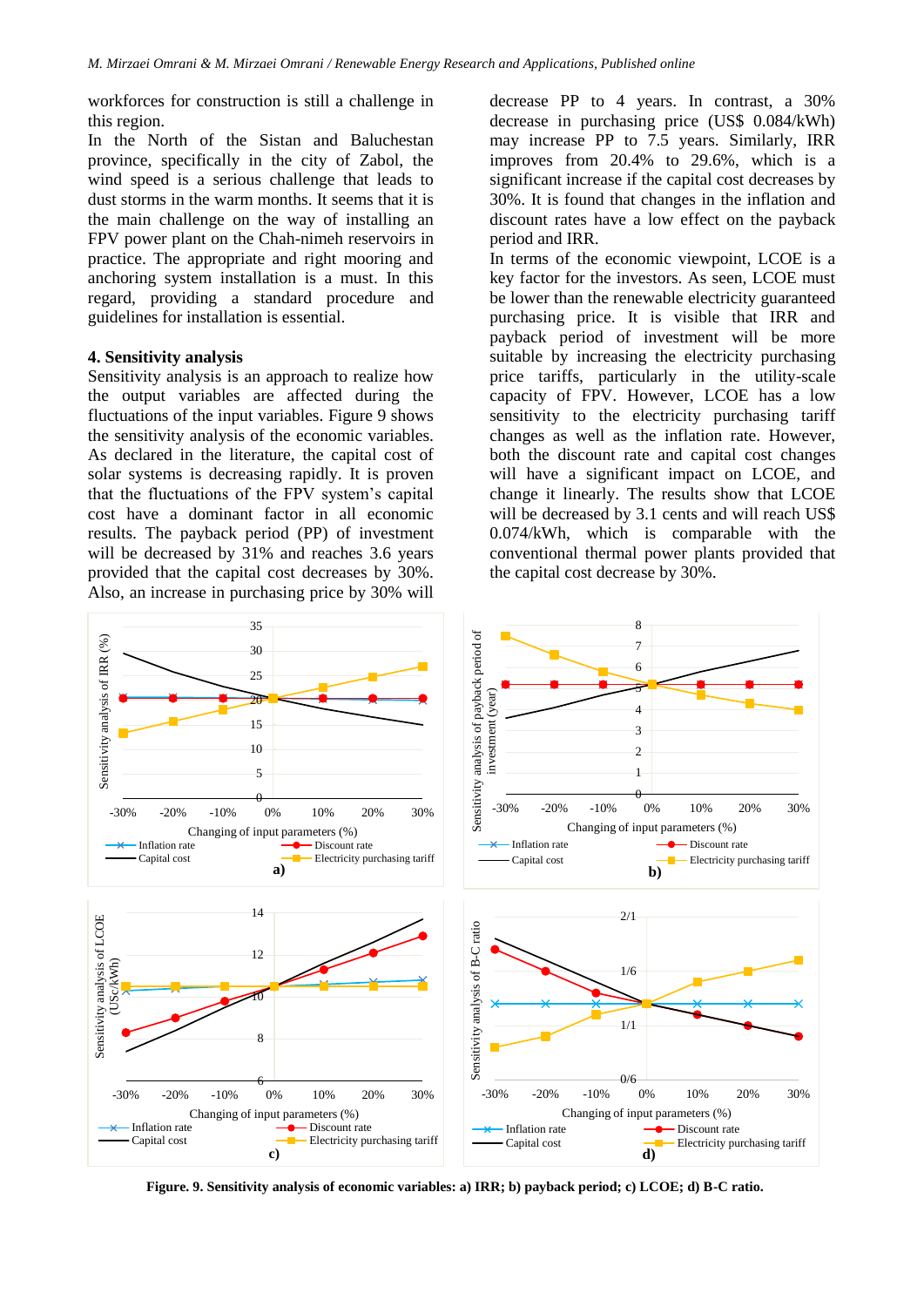workforces for construction is still a challenge in this region.

In the North of the Sistan and Baluchestan province, specifically in the city of Zabol, the wind speed is a serious challenge that leads to dust storms in the warm months. It seems that it is the main challenge on the way of installing an FPV power plant on the Chah-nimeh reservoirs in practice. The appropriate and right mooring and anchoring system installation is a must. In this regard, providing a standard procedure and guidelines for installation is essential.

## 4. Sensitivity analysis

Sensitivity analysis is an approach to realize how the output variables are affected during the fluctuations of the input variables. Figure 9 shows the sensitivity analysis of the economic variables. As declared in the literature, the capital cost of solar systems is decreasing rapidly. It is proven that the fluctuations of the FPV system's capital cost have a dominant factor in all economic results. The payback period (PP) of investment will be decreased by 31% and reaches 3.6 years provided that the capital cost decreases by 30%. Also, an increase in purchasing price by 30% will decrease PP to 4 years. In contrast, a 30% decrease in purchasing price (US$ 0.084/kWh) may increase PP to 7.5 years. Similarly, IRR improves from 20.4% to 29.6%, which is a significant increase if the capital cost decreases by 30%. It is found that changes in the inflation and discount rates have a low effect on the payback period and IRR.

In terms of the economic viewpoint, LCOE is a key factor for the investors. As seen, LCOE must be lower than the renewable electricity guaranteed purchasing price. It is visible that IRR and payback period of investment will be more suitable by increasing the electricity purchasing price tariffs, particularly in the utility-scale capacity of FPV. However, LCOE has a low sensitivity to the electricity purchasing tariff changes as well as the inflation rate. However, both the discount rate and capital cost changes will have a significant impact on LCOE, and change it linearly. The results show that LCOE will be decreased by 3.1 cents and will reach US$ 0.074/kWh, which is comparable with the conventional thermal power plants provided that the capital cost decrease by 30%.

**Figure. 9. Sensitivity analysis of economic variables: a) IRR; b) payback period; c) LCOE; d) B-C ratio.**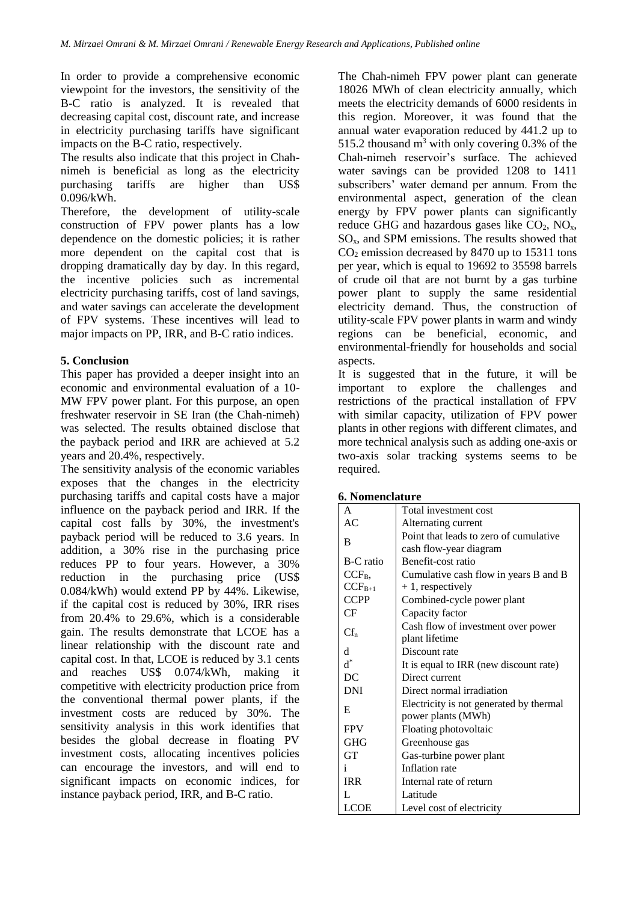In order to provide a comprehensive economic viewpoint for the investors, the sensitivity of the B-C ratio is analyzed. It is revealed that decreasing capital cost, discount rate, and increase in electricity purchasing tariffs have significant impacts on the B-C ratio, respectively.

The results also indicate that this project in Chah-nimeh is beneficial as long as the electricity purchasing tariffs are higher than US$ 0.096/kWh.

Therefore, the development of utility-scale construction of FPV power plants has a low dependence on the domestic policies; it is rather more dependent on the capital cost that is dropping dramatically day by day. In this regard, the incentive policies such as incremental electricity purchasing tariffs, cost of land savings, and water savings can accelerate the development of FPV systems. These incentives will lead to major impacts on PP, IRR, and B-C ratio indices.

## 5. Conclusion

This paper has provided a deeper insight into an economic and environmental evaluation of a 10-MW FPV power plant. For this purpose, an open freshwater reservoir in SE Iran (the Chah-nimeh) was selected. The results obtained disclose that the payback period and IRR are achieved at 5.2 years and 20.4%, respectively.

The sensitivity analysis of the economic variables exposes that the changes in the electricity purchasing tariffs and capital costs have a major influence on the payback period and IRR. If the capital cost falls by 30%, the investment's payback period will be reduced to 3.6 years. In addition, a 30% rise in the purchasing price reduces PP to four years. However, a 30% reduction in the purchasing price (US$ 0.084/kWh) would extend PP by 44%. Likewise, if the capital cost is reduced by 30%, IRR rises from 20.4% to 29.6%, which is a considerable gain. The results demonstrate that LCOE has a linear relationship with the discount rate and capital cost. In that, LCOE is reduced by 3.1 cents and reaches US$ 0.074/kWh, making it competitive with electricity production price from the conventional thermal power plants, if the investment costs are reduced by 30%. The sensitivity analysis in this work identifies that besides the global decrease in floating PV investment costs, allocating incentives policies can encourage the investors, and will end to significant impacts on economic indices, for instance payback period, IRR, and B-C ratio.

The Chah-nimeh FPV power plant can generate 18026 MWh of clean electricity annually, which meets the electricity demands of 6000 residents in this region. Moreover, it was found that the annual water evaporation reduced by 441.2 up to 515.2 thousand $m^3$ with only covering 0.3% of the Chah-nimeh reservoir's surface. The achieved water savings can be provided 1208 to 1411 subscribers' water demand per annum. From the environmental aspect, generation of the clean energy by FPV power plants can significantly reduce GHG and hazardous gases like $CO_2$, $NO_x$, $SO_x$, and SPM emissions. The results showed that $CO_2$ emission decreased by 8470 up to 15311 tons per year, which is equal to 19692 to 35598 barrels of crude oil that are not burnt by a gas turbine power plant to supply the same residential electricity demand. Thus, the construction of utility-scale FPV power plants in warm and windy regions can be beneficial, economic, and environmental-friendly for households and social aspects.

It is suggested that in the future, it will be important to explore the challenges and restrictions of the practical installation of FPV with similar capacity, utilization of FPV power plants in other regions with different climates, and more technical analysis such as adding one-axis or two-axis solar tracking systems seems to be required.

## 6. Nomenclature

| | |
|---|---|
| A | Total investment cost |
| AC | Alternating current |
| B | Point that leads to zero of cumulative cash flow-year diagram |
| B-C ratio | Benefit-cost ratio |
| $CCF_B$, $CCF_{B+1}$ | Cumulative cash flow in years B and B + 1, respectively |
| CCPP | Combined-cycle power plant |
| CF | Capacity factor |
| $Cf_n$ | Cash flow of investment over power plant lifetime |
| d | Discount rate |
| $d^*$ | It is equal to IRR (new discount rate) |
| DC | Direct current |
| DNI | Direct normal irradiation |
| E | Electricity is not generated by thermal power plants (MWh) |
| FPV | Floating photovoltaic |
| GHG | Greenhouse gas |
| GT | Gas-turbine power plant |
| i | Inflation rate |
| IRR | Internal rate of return |
| L | Latitude |
| LCOE | Level cost of electricity |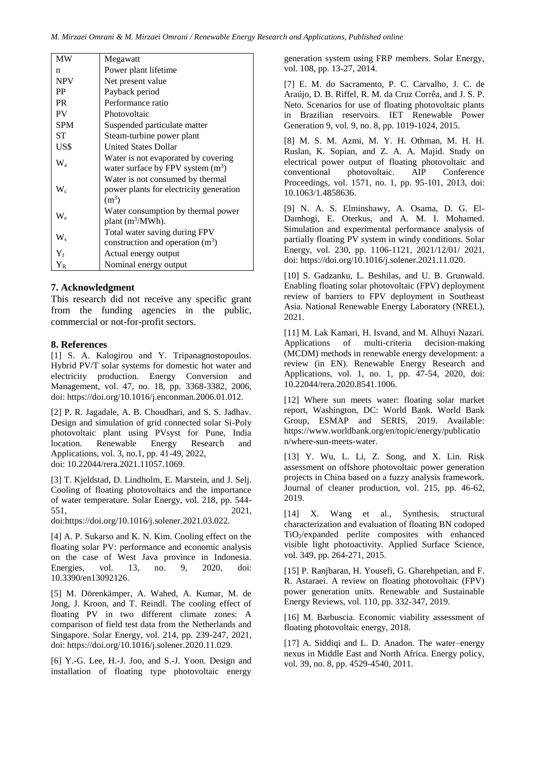| | |
|---|---|
| MW | Megawatt |
| n | Power plant lifetime |
| NPV | Net present value |
| PP | Payback period |
| PR | Performance ratio |
| PV | Photovoltaic |
| SPM | Suspended particulate matter |
| ST | Steam-turbine power plant |
| US$ | United States Dollar |
| $W_a$ | Water is not evaporated by covering water surface by FPV system ($m^3$) |
| $W_c$ | Water is not consumed by thermal power plants for electricity generation ($m^3$) |
| $W_e$ | Water consumption by thermal power plant ($m^3$/MWh). |
| $W_s$ | Total water saving during FPV construction and operation ($m^3$) |
| $Y_f$ | Actual energy output |
| $Y_R$ | Nominal energy output |

## 7. Acknowledgment

This research did not receive any specific grant from the funding agencies in the public, commercial or not-for-profit sectors.

## 8. References

[1] S. A. Kalogirou and Y. Tripanagnostopoulos. Hybrid PV/T solar systems for domestic hot water and electricity production. Energy Conversion and Management, vol. 47, no. 18, pp. 3368-3382, 2006, doi: https://doi.org/10.1016/j.enconman.2006.01.012.

[2] P. R. Jagadale, A. B. Choudhari, and S. S. Jadhav. Design and simulation of grid connected solar Si-Poly photovoltaic plant using PVsyst for Pune, India location. Renewable Energy Research and Applications, vol. 3, no.1, pp. 41-49, 2022, doi: 10.22044/rera.2021.11057.1069.

[3] T. Kjeldstad, D. Lindholm, E. Marstein, and J. Selj. Cooling of floating photovoltaics and the importance of water temperature. Solar Energy, vol. 218, pp. 544-551, 2021, doi:https://doi.org/10.1016/j.solener.2021.03.022.

[4] A. P. Sukarso and K. N. Kim. Cooling effect on the floating solar PV: performance and economic analysis on the case of West Java province in Indonesia. Energies, vol. 13, no. 9, 2020, doi: 10.3390/en13092126.

[5] M. Dörenkämper, A. Wahed, A. Kumar, M. de Jong, J. Kroon, and T. Reindl. The cooling effect of floating PV in two different climate zones: A comparison of field test data from the Netherlands and Singapore. Solar Energy, vol. 214, pp. 239-247, 2021, doi: https://doi.org/10.1016/j.solener.2020.11.029.

[6] Y.-G. Lee, H.-J. Joo, and S.-J. Yoon. Design and installation of floating type photovoltaic energy generation system using FRP members. Solar Energy, vol. 108, pp. 13-27, 2014.

[7] E. M. do Sacramento, P. C. Carvalho, J. C. de Araújo, D. B. Riffel, R. M. da Cruz Corrêa, and J. S. P. Neto. Scenarios for use of floating photovoltaic plants in Brazilian reservoirs. IET Renewable Power Generation 9, vol. 9, no. 8, pp. 1019-1024, 2015.

[8] M. S. M. Azmi, M. Y. H. Othman, M. H. H. Ruslan, K. Sopian, and Z. A. A. Majid. Study on electrical power output of floating photovoltaic and conventional photovoltaic. AIP Conference Proceedings, vol. 1571, no. 1, pp. 95-101, 2013, doi: 10.1063/1.4858636.

[9] N. A. S. Elminshawy, A. Osama, D. G. El-Damhogi, E. Oterkus, and A. M. I. Mohamed. Simulation and experimental performance analysis of partially floating PV system in windy conditions. Solar Energy, vol. 230, pp. 1106-1121, 2021/12/01/ 2021, doi: https://doi.org/10.1016/j.solener.2021.11.020.

[10] S. Gadzanku, L. Beshilas, and U. B. Grunwald. Enabling floating solar photovoltaic (FPV) deployment review of barriers to FPV deployment in Southeast Asia. National Renewable Energy Laboratory (NREL), 2021.

[11] M. Lak Kamari, H. Isvand, and M. Alhuyi Nazari. Applications of multi-criteria decision-making (MCDM) methods in renewable energy development: a review (in EN). Renewable Energy Research and Applications, vol. 1, no. 1, pp. 47-54, 2020, doi: 10.22044/rera.2020.8541.1006.

[12] Where sun meets water: floating solar market report, Washington, DC: World Bank. World Bank Group, ESMAP and SERIS, 2019. Available: https://www.worldbank.org/en/topic/energy/publication/where-sun-meets-water.

[13] Y. Wu, L. Li, Z. Song, and X. Lin. Risk assessment on offshore photovoltaic power generation projects in China based on a fuzzy analysis framework. Journal of cleaner production, vol. 215, pp. 46-62, 2019.

[14] X. Wang et al., Synthesis, structural characterization and evaluation of floating BN codoped $TiO_2$/expanded perlite composites with enhanced visible light photoactivity. Applied Surface Science, vol. 349, pp. 264-271, 2015.

[15] P. Ranjbaran, H. Yousefi, G. Gharehpetian, and F. R. Astaraei. A review on floating photovoltaic (FPV) power generation units. Renewable and Sustainable Energy Reviews, vol. 110, pp. 332-347, 2019.

[16] M. Barbuscia. Economic viability assessment of floating photovoltaic energy, 2018.

[17] A. Siddiqi and L. D. Anadon. The water–energy nexus in Middle East and North Africa. Energy policy, vol. 39, no. 8, pp. 4529-4540, 2011.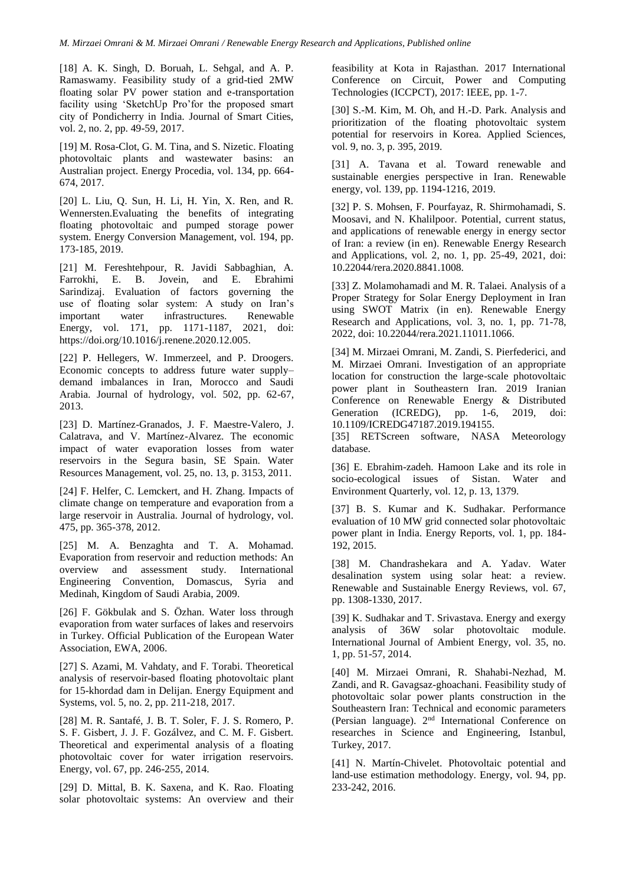[18] A. K. Singh, D. Boruah, L. Sehgal, and A. P. Ramaswamy. Feasibility study of a grid-tied 2MW floating solar PV power station and e-transportation facility using 'SketchUp Pro'for the proposed smart city of Pondicherry in India. Journal of Smart Cities, vol. 2, no. 2, pp. 49-59, 2017.

[19] M. Rosa-Clot, G. M. Tina, and S. Nizetic. Floating photovoltaic plants and wastewater basins: an Australian project. Energy Procedia, vol. 134, pp. 664-674, 2017.

[20] L. Liu, Q. Sun, H. Li, H. Yin, X. Ren, and R. Wennersten.Evaluating the benefits of integrating floating photovoltaic and pumped storage power system. Energy Conversion Management, vol. 194, pp. 173-185, 2019.

[21] M. Fereshtehpour, R. Javidi Sabbaghian, A. Farrokhi, E. B. Jovein, and E. Ebrahimi Sarindizaj. Evaluation of factors governing the use of floating solar system: A study on Iran's important water infrastructures. Renewable Energy, vol. 171, pp. 1171-1187, 2021, doi: https://doi.org/10.1016/j.renene.2020.12.005.

[22] P. Hellegers, W. Immerzeel, and P. Droogers. Economic concepts to address future water supply–demand imbalances in Iran, Morocco and Saudi Arabia. Journal of hydrology, vol. 502, pp. 62-67, 2013.

[23] D. Martínez-Granados, J. F. Maestre-Valero, J. Calatrava, and V. Martínez-Alvarez. The economic impact of water evaporation losses from water reservoirs in the Segura basin, SE Spain. Water Resources Management, vol. 25, no. 13, p. 3153, 2011.

[24] F. Helfer, C. Lemckert, and H. Zhang. Impacts of climate change on temperature and evaporation from a large reservoir in Australia. Journal of hydrology, vol. 475, pp. 365-378, 2012.

[25] M. A. Benzaghta and T. A. Mohamad. Evaporation from reservoir and reduction methods: An overview and assessment study. International Engineering Convention, Domascus, Syria and Medinah, Kingdom of Saudi Arabia, 2009.

[26] F. Gökbulak and S. Özhan. Water loss through evaporation from water surfaces of lakes and reservoirs in Turkey. Official Publication of the European Water Association, EWA, 2006.

[27] S. Azami, M. Vahdaty, and F. Torabi. Theoretical analysis of reservoir-based floating photovoltaic plant for 15-khordad dam in Delijan. Energy Equipment and Systems, vol. 5, no. 2, pp. 211-218, 2017.

[28] M. R. Santafé, J. B. T. Soler, F. J. S. Romero, P. S. F. Gisbert, J. J. F. Gozálvez, and C. M. F. Gisbert. Theoretical and experimental analysis of a floating photovoltaic cover for water irrigation reservoirs. Energy, vol. 67, pp. 246-255, 2014.

[29] D. Mittal, B. K. Saxena, and K. Rao. Floating solar photovoltaic systems: An overview and their feasibility at Kota in Rajasthan. 2017 International Conference on Circuit, Power and Computing Technologies (ICCPCT), 2017: IEEE, pp. 1-7.

[30] S.-M. Kim, M. Oh, and H.-D. Park. Analysis and prioritization of the floating photovoltaic system potential for reservoirs in Korea. Applied Sciences, vol. 9, no. 3, p. 395, 2019.

[31] A. Tavana et al. Toward renewable and sustainable energies perspective in Iran. Renewable energy, vol. 139, pp. 1194-1216, 2019.

[32] P. S. Mohsen, F. Pourfayaz, R. Shirmohamadi, S. Moosavi, and N. Khalilpoor. Potential, current status, and applications of renewable energy in energy sector of Iran: a review (in en). Renewable Energy Research and Applications, vol. 2, no. 1, pp. 25-49, 2021, doi: 10.22044/rera.2020.8841.1008.

[33] Z. Molamohamadi and M. R. Talaei. Analysis of a Proper Strategy for Solar Energy Deployment in Iran using SWOT Matrix (in en). Renewable Energy Research and Applications, vol. 3, no. 1, pp. 71-78, 2022, doi: 10.22044/rera.2021.11011.1066.

[34] M. Mirzaei Omrani, M. Zandi, S. Pierfederici, and M. Mirzaei Omrani. Investigation of an appropriate location for construction the large-scale photovoltaic power plant in Southeastern Iran. 2019 Iranian Conference on Renewable Energy & Distributed Generation (ICREDG), pp. 1-6, 2019, doi: 10.1109/ICREDG47187.2019.194155.

[35] RETScreen software, NASA Meteorology database.

[36] E. Ebrahim-zadeh. Hamoon Lake and its role in socio-ecological issues of Sistan. Water and Environment Quarterly, vol. 12, p. 13, 1379.

[37] B. S. Kumar and K. Sudhakar. Performance evaluation of 10 MW grid connected solar photovoltaic power plant in India. Energy Reports, vol. 1, pp. 184-192, 2015.

[38] M. Chandrashekara and A. Yadav. Water desalination system using solar heat: a review. Renewable and Sustainable Energy Reviews, vol. 67, pp. 1308-1330, 2017.

[39] K. Sudhakar and T. Srivastava. Energy and exergy analysis of 36W solar photovoltaic module. International Journal of Ambient Energy, vol. 35, no. 1, pp. 51-57, 2014.

[40] M. Mirzaei Omrani, R. Shahabi-Nezhad, M. Zandi, and R. Gavagsaz-ghoachani. Feasibility study of photovoltaic solar power plants construction in the Southeastern Iran: Technical and economic parameters (Persian language). 2nd International Conference on researches in Science and Engineering, Istanbul, Turkey, 2017.

[41] N. Martín-Chivelet. Photovoltaic potential and land-use estimation methodology. Energy, vol. 94, pp. 233-242, 2016.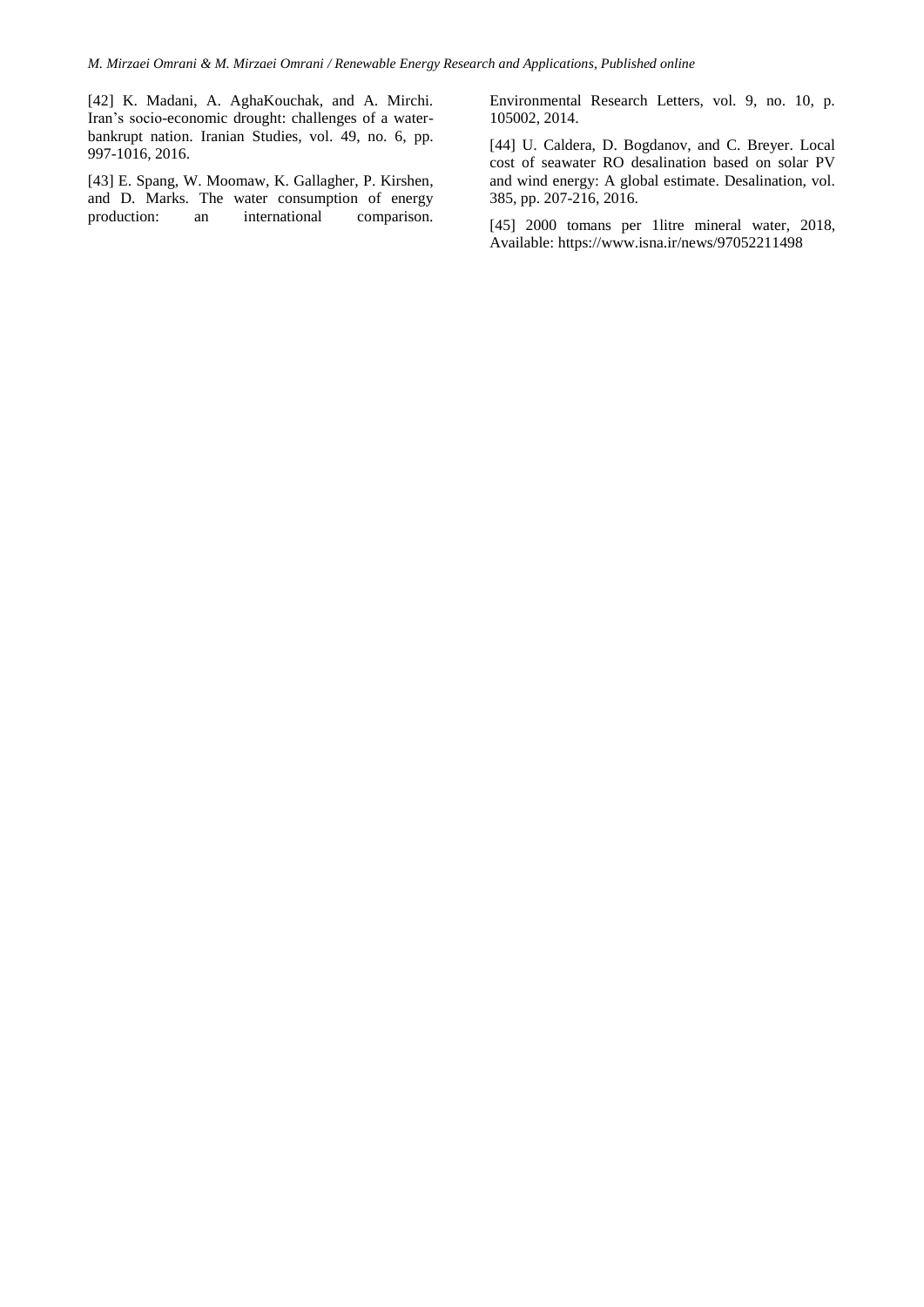[42] K. Madani, A. AghaKouchak, and A. Mirchi. Iran's socio-economic drought: challenges of a water-bankrupt nation. Iranian Studies, vol. 49, no. 6, pp. 997-1016, 2016.

[43] E. Spang, W. Moomaw, K. Gallagher, P. Kirshen, and D. Marks. The water consumption of energy production: an international comparison. Environmental Research Letters, vol. 9, no. 10, p. 105002, 2014.

[44] U. Caldera, D. Bogdanov, and C. Breyer. Local cost of seawater RO desalination based on solar PV and wind energy: A global estimate. Desalination, vol. 385, pp. 207-216, 2016.

[45] 2000 tomans per 1litre mineral water, 2018, Available: https://www.isna.ir/news/97052211498